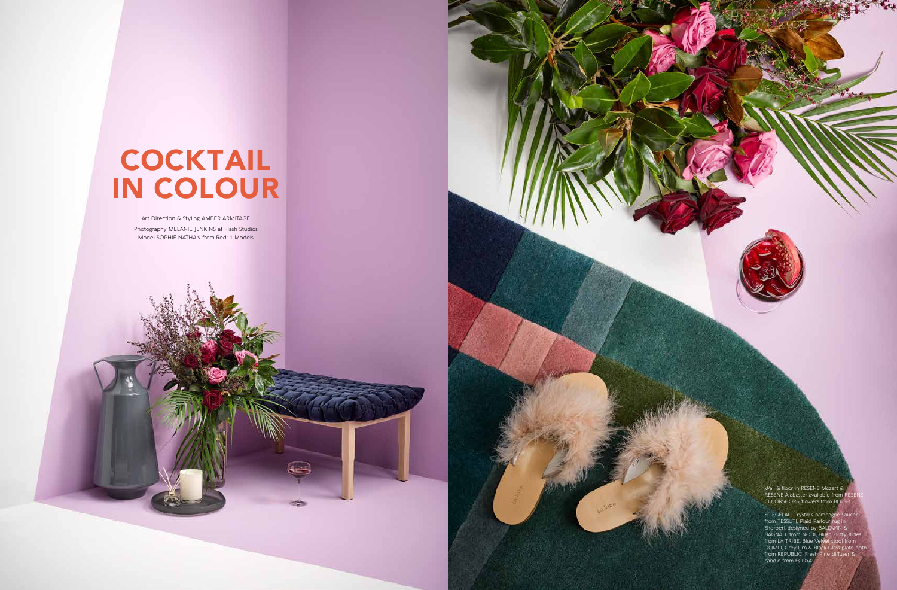# COCKTAIL IN COLOUR

Art Direction & Styling AMBER ARMITAGE

Photography MELANIE JENKINS at Flash Studios

Model SOPHIE NATHAN from Red11 Models

Wall & floor in RESENE Mozart & RESENE Alabaster available from RESENE COLORSHOPS, flowers from BLUSH.

SPIEGELAU Crystal Champagne Saucer from TESSUTI, Plaid Parlour rug in Sherbert designed by BALDWIN & BAGNALL from NODI, Blush Fluffy slides from LA TRIBE, Blue Velvet stool from DOMO, Grey Urn & Black Glass plate both from REPUBLIC, Fresh Pine diffuser & candle from ECOYA.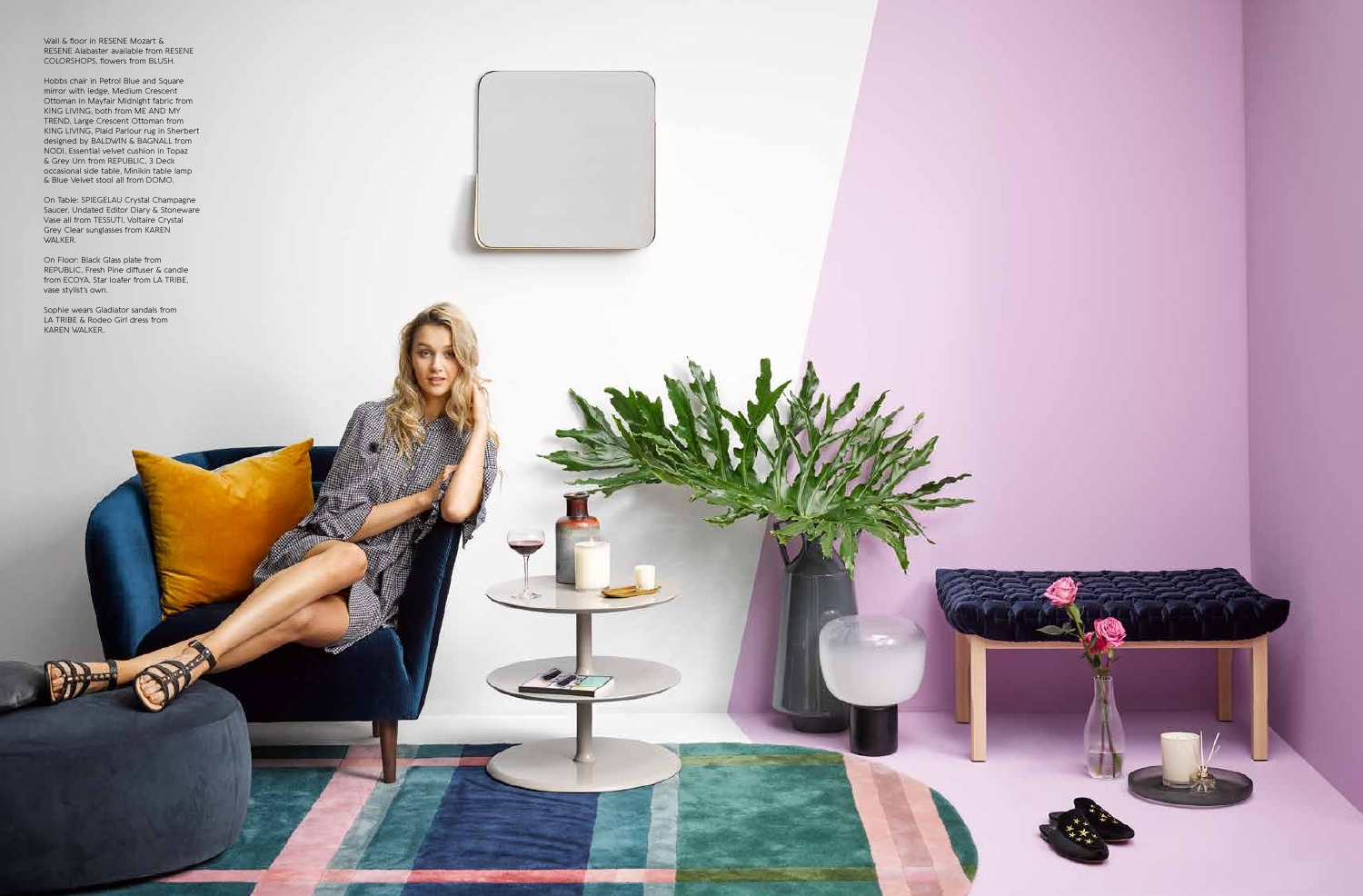Wall & floor in RESENE Mozart & RESENE Alabaster available from RESENE COLORSHOPS, flowers from BLUSH.

Hobbs chair in Petrol Blue and Square mirror with ledge, Medium Crescent Ottoman in Mayfair Midnight fabric from KING LIVING, both from ME AND MY TREND, Large Crescent Ottoman from KING LIVING, Plaid Parlour rug in Sherbert designed by BALDWIN & BAGNALL from NODI, Essential velvet cushion in Topaz & Grey Urn from REPUBLIC, 3 Deck occasional side table, Minikin table lamp & Blue Velvet stool all from DOMO.

On Table: SPIEGELAU Crystal Champagne Saucer, Undated Editor Diary & Stoneware Vase all from TESSUTI, Voltaire Crystal Grey Clear sunglasses from KAREN WALKER.

On Floor: Black Glass plate from REPUBLIC, Fresh Pine diffuser & candle from ECOYA, Star loafer from LA TRIBE, vase stylist's own.

Sophie wears Gladiator sandals from LA TRIBE & Rodeo Girl dress from KAREN WALKER.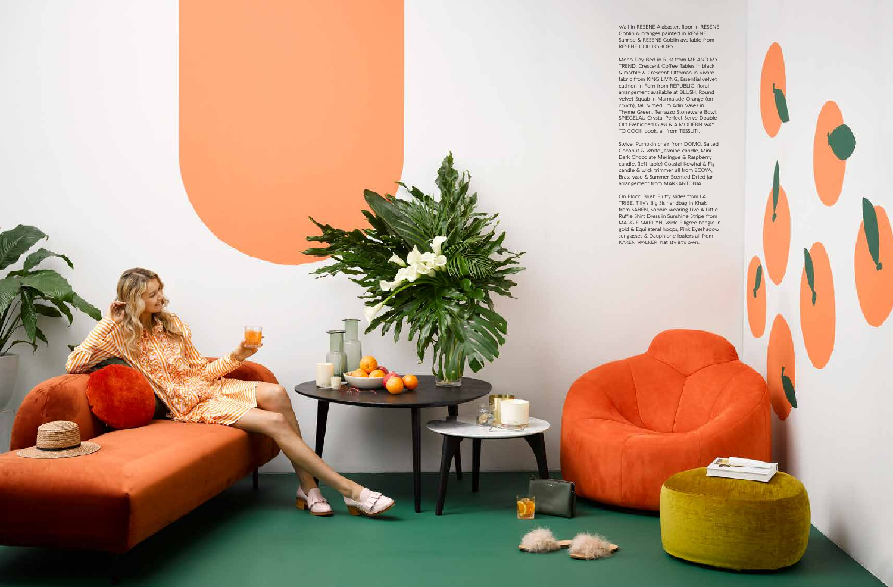Wall in RESENE Alabaster, floor in RESENE Goblin & oranges painted in RESENE Sunrise & RESENE Goblin available from RESENE COLORSHOPS.

Mono Day Bed in Rust from ME AND MY TREND, Crescent Coffee Tables in black & marble & Crescent Ottoman in Vivaro fabric from KING LIVING, Essential velvet cushion in Fern from REPUBLIC, floral arrangement available at BLUSH, Round Velvet Squab in Marmalade Orange (on couch), tall & medium Adin Vases in Thyme Green, Terrazzo Stoneware Bowl, SPIEGELAU Crystal Perfect Serve Double Old Fashioned Glass & A MODERN WAY TO COOK book, all from TESSUTI.

Swivel Pumpkin chair from DOMO, Salted Coconut & White Jasmine candle, Mini Dark Chocolate Meringue & Raspberry candle, (left table) Coastal Kowhai & Fig candle & wick trimmer all from ECOYA, Brass vase & Summer Scented Dried jar arrangement from MARKANTONIA.

On Floor: Blush Fluffy slides from LA TRIBE, Tilly's Big Sis handbag in Khaki from SABEN, Sophie wearing Live A Little Ruffle Shirt Dress in Sunshine Stripe from MAGGIE MARILYN, Wide Filigree bangle in gold & Equilateral hoops, Pink Eyeshadow sunglasses & Dauphione loafers all from KAREN WALKER, hat stylist's own.